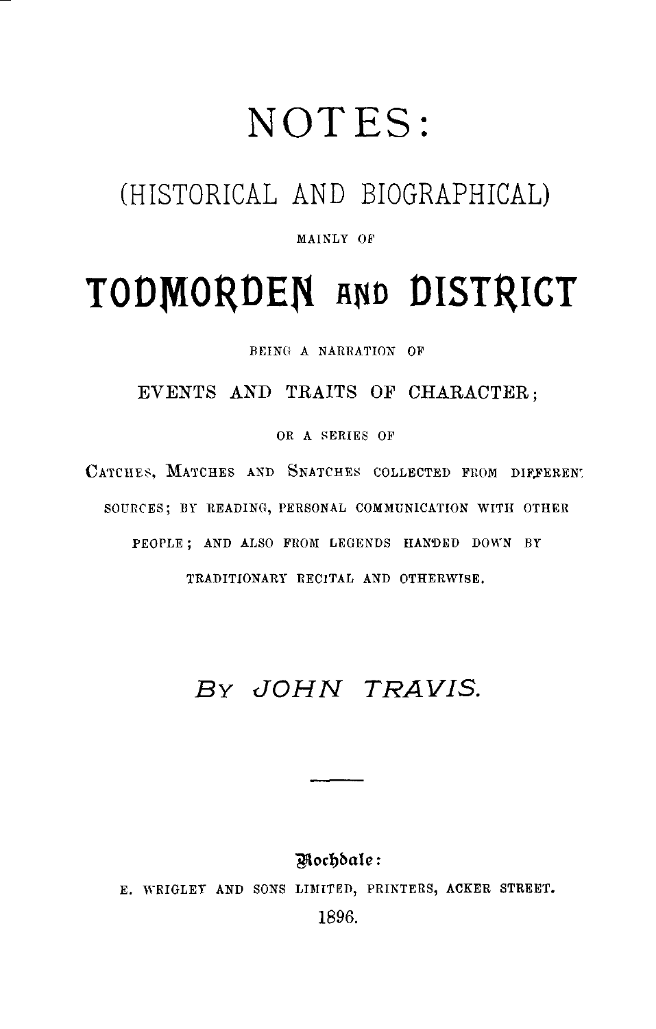# NOTES:

## (HISTORICAL AND BIOGRAPHICAL)

MAINLY OF

# TODMORDEN AND DISTRICT

BEING A NARRATION OF

EVENTS AND TRAITS OF CHARACTER;

OR A SERIES OF

CATCHES, MATCHES AND SNATCHES COLLECTED FROM DIFFERENT SOURCES; BY READING, PERSONAL COMMUNICATION WITH OTHER PEOPLE; AND ALSO FROM LEGENDS HANDED DOWN BY TRADITIONARY RECITAL AND OTHERWISE.

*BY JOHN TRAVIS.*

---

Rochdale:

E. WRIGLEY AND SONS LIMITED, PRINTERS, ACKER STREET.

1896.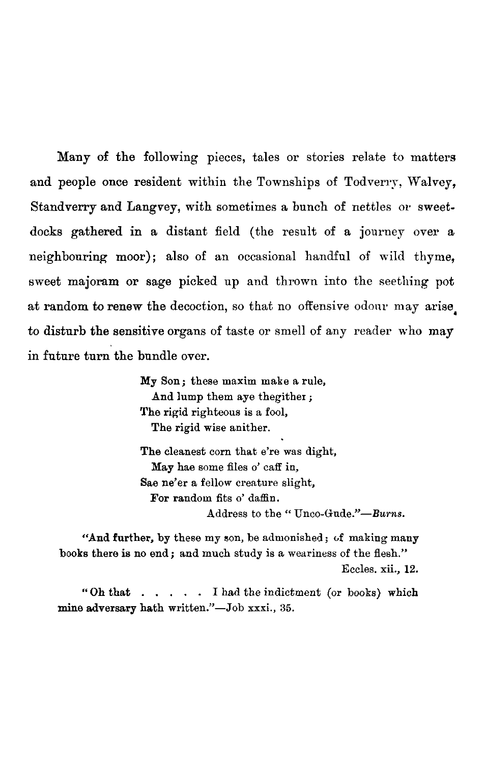Many of the following pieces, tales or stories relate to matters and people once resident within the Townships of Todverry, Walvey, Standverry and Langvey, with sometimes a bunch of nettles or sweet-docks gathered in a distant field (the result of a journey over a neighbouring moor); also of an occasional handful of wild thyme, sweet majoram or sage picked up and thrown into the seething pot at random to renew the decoction, so that no offensive odour may arise to disturb the sensitive organs of taste or smell of any reader who may in future turn the bundle over.

> My Son; these maxim make a rule,  
> And lump them aye thegither;  
> The rigid righteous is a fool,  
> The rigid wise anither.
>
> The cleanest corn that e're was dight,  
> May hae some files o' caff in,  
> Sae ne'er a fellow creature slight,  
> For random fits o' daffin.
>
> Address to the " Unco-Gude."—*Burns.*

"And further, by these my son, be admonished; of making many books there is no end; and much study is a weariness of the flesh."

Eccles. xii., 12.

"Oh that . . . . . I had the indictment (or books) which mine adversary hath written."—Job xxxi., 35.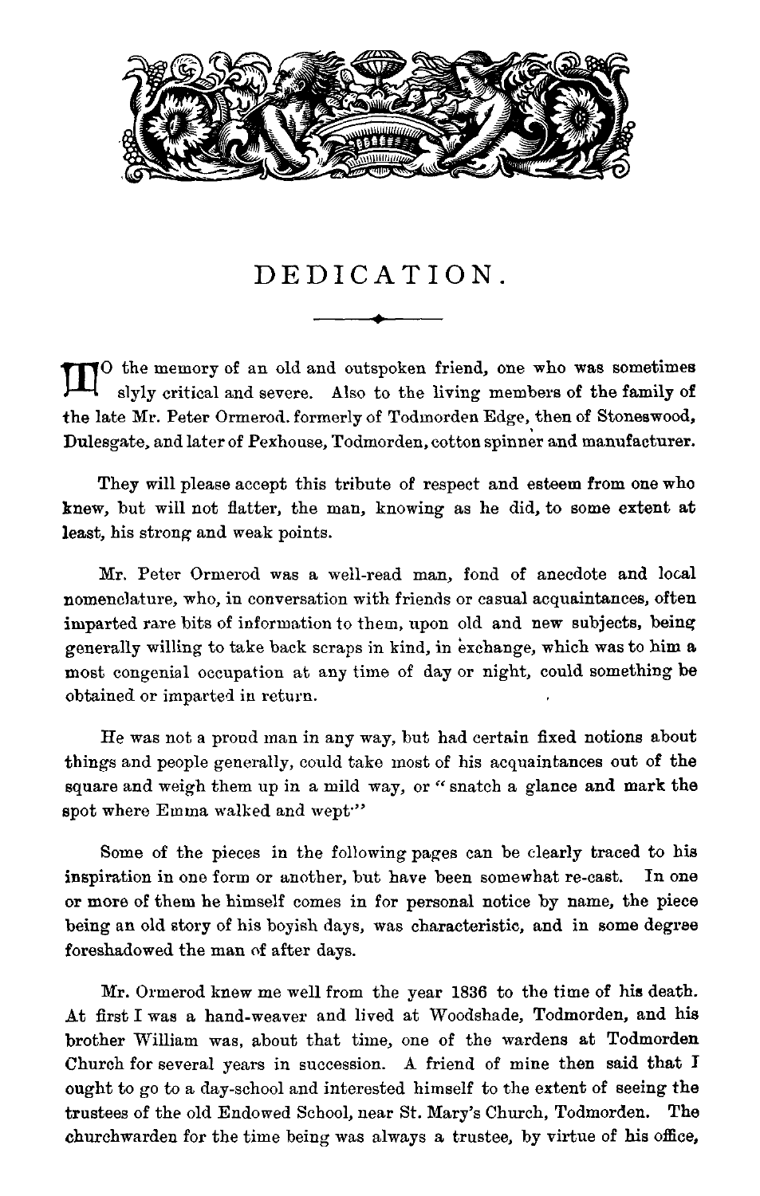# DEDICATION.

TO the memory of an old and outspoken friend, one who was sometimes slyly critical and severe. Also to the living members of the family of the late Mr. Peter Ormerod. formerly of Todmorden Edge, then of Stoneswood, Dulesgate, and later of Pexhouse, Todmorden, cotton spinner and manufacturer.

They will please accept this tribute of respect and esteem from one who knew, but will not flatter, the man, knowing as he did, to some extent at least, his strong and weak points.

Mr. Peter Ormerod was a well-read man, fond of anecdote and local nomenclature, who, in conversation with friends or casual acquaintances, often imparted rare bits of information to them, upon old and new subjects, being generally willing to take back scraps in kind, in exchange, which was to him a most congenial occupation at any time of day or night, could something be obtained or imparted in return.

He was not a proud man in any way, but had certain fixed notions about things and people generally, could take most of his acquaintances out of the square and weigh them up in a mild way, or " snatch a glance and mark the spot where Emma walked and wept."

Some of the pieces in the following pages can be clearly traced to his inspiration in one form or another, but have been somewhat re-cast. In one or more of them he himself comes in for personal notice by name, the piece being an old story of his boyish days, was characteristic, and in some degree foreshadowed the man of after days.

Mr. Ormerod knew me well from the year 1836 to the time of his death. At first I was a hand-weaver and lived at Woodshade, Todmorden, and his brother William was, about that time, one of the wardens at Todmorden Church for several years in succession. A friend of mine then said that I ought to go to a day-school and interested himself to the extent of seeing the trustees of the old Endowed School, near St. Mary's Church, Todmorden. The churchwarden for the time being was always a trustee, by virtue of his office,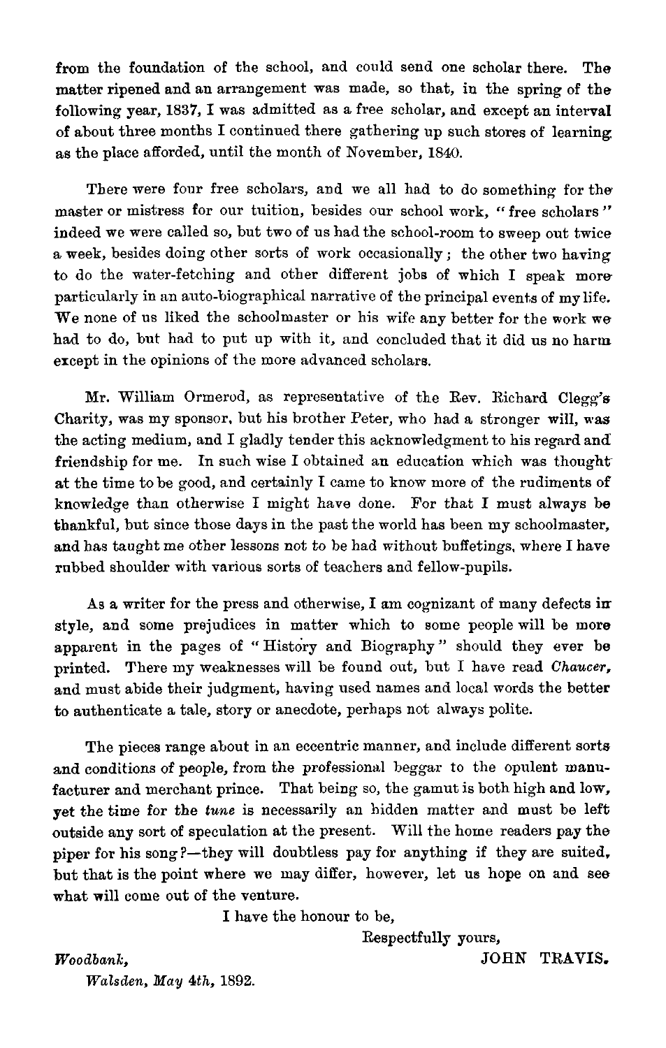from the foundation of the school, and could send one scholar there. The matter ripened and an arrangement was made, so that, in the spring of the following year, 1837, I was admitted as a free scholar, and except an interval of about three months I continued there gathering up such stores of learning as the place afforded, until the month of November, 1840.

There were four free scholars, and we all had to do something for the master or mistress for our tuition, besides our school work, "free scholars" indeed we were called so, but two of us had the school-room to sweep out twice a week, besides doing other sorts of work occasionally; the other two having to do the water-fetching and other different jobs of which I speak more particularly in an auto-biographical narrative of the principal events of my life. We none of us liked the schoolmaster or his wife any better for the work we had to do, but had to put up with it, and concluded that it did us no harm except in the opinions of the more advanced scholars.

Mr. William Ormerod, as representative of the Rev. Richard Clegg's Charity, was my sponsor, but his brother Peter, who had a stronger will, was the acting medium, and I gladly tender this acknowledgment to his regard and friendship for me. In such wise I obtained an education which was thought at the time to be good, and certainly I came to know more of the rudiments of knowledge than otherwise I might have done. For that I must always be thankful, but since those days in the past the world has been my schoolmaster, and has taught me other lessons not to be had without buffetings, where I have rubbed shoulder with various sorts of teachers and fellow-pupils.

As a writer for the press and otherwise, I am cognizant of many defects in style, and some prejudices in matter which to some people will be more apparent in the pages of "History and Biography" should they ever be printed. There my weaknesses will be found out, but I have read *Chaucer*, and must abide their judgment, having used names and local words the better to authenticate a tale, story or anecdote, perhaps not always polite.

The pieces range about in an eccentric manner, and include different sorts and conditions of people, from the professional beggar to the opulent manufacturer and merchant prince. That being so, the gamut is both high and low, yet the time for the *tune* is necessarily an hidden matter and must be left outside any sort of speculation at the present. Will the home readers pay the piper for his song?—they will doubtless pay for anything if they are suited, but that is the point where we may differ, however, let us hope on and see what will come out of the venture.

I have the honour to be,

Respectfully yours,

JOHN TRAVIS.

*Woodbank,*

*Walsden, May 4th,* 1892.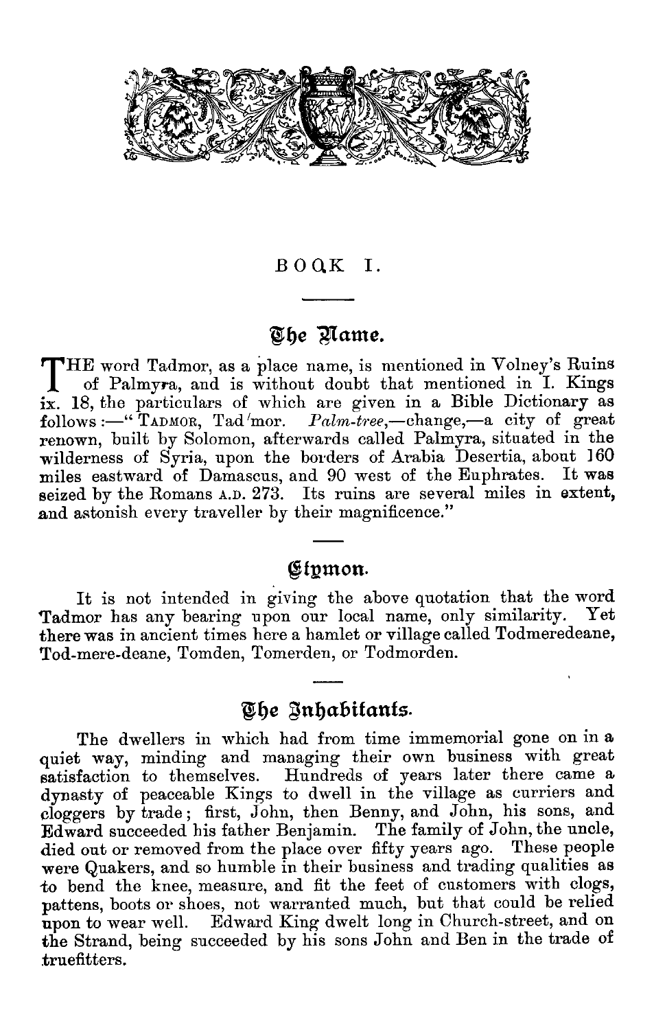# BOOK I.

## The Name.

THE word Tadmor, as a place name, is mentioned in Volney's Ruins of Palmyra, and is without doubt that mentioned in I. Kings ix. 18, the particulars of which are given in a Bible Dictionary as follows:—"TADMOR, Tad'mor. *Palm-tree*,—change,—a city of great renown, built by Solomon, afterwards called Palmyra, situated in the wilderness of Syria, upon the borders of Arabia Desertia, about 160 miles eastward of Damascus, and 90 west of the Euphrates. It was seized by the Romans A.D. 273. Its ruins are several miles in extent, and astonish every traveller by their magnificence."

## Etymon.

It is not intended in giving the above quotation that the word Tadmor has any bearing upon our local name, only similarity. Yet there was in ancient times here a hamlet or village called Todmeredeane, Tod-mere-deane, Tomden, Tomerden, or Todmorden.

## The Inhabitants.

The dwellers in which had from time immemorial gone on in a quiet way, minding and managing their own business with great satisfaction to themselves. Hundreds of years later there came a dynasty of peaceable Kings to dwell in the village as curriers and cloggers by trade; first, John, then Benny, and John, his sons, and Edward succeeded his father Benjamin. The family of John, the uncle, died out or removed from the place over fifty years ago. These people were Quakers, and so humble in their business and trading qualities as to bend the knee, measure, and fit the feet of customers with clogs, pattens, boots or shoes, not warranted much, but that could be relied upon to wear well. Edward King dwelt long in Church-street, and on the Strand, being succeeded by his sons John and Ben in the trade of truefitters.